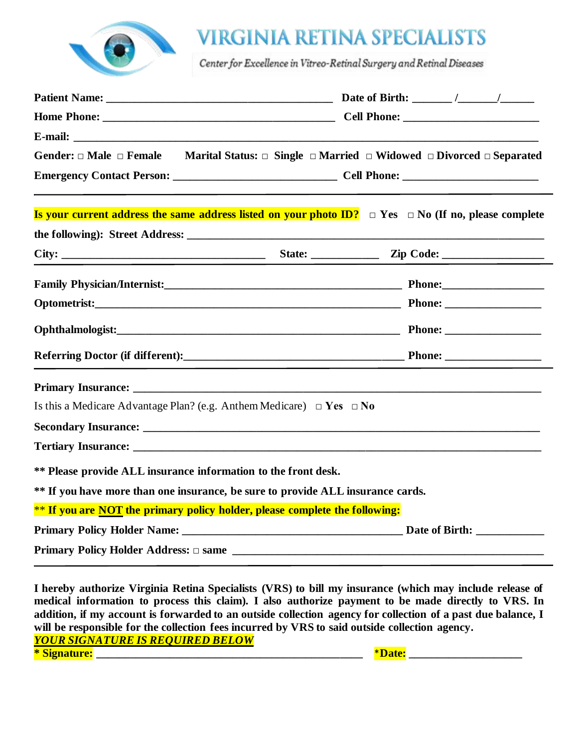# VIRGINIA RETINA SPECIALISTS

*Center for Excellence in Vitreo-Retinal Surgery and Retinal Diseases*

**Patient Name:** ______________________________________ **Date of Birth:** _______ /_______/______

**Home Phone:** ________________________________________ **Cell Phone:** _______________________

**E-mail:** ________________________________________________________________________________

**Gender:** □ **Male** □ **Female** **Marital Status:** □ **Single** □ **Married** □ **Widowed** □ **Divorced** □ **Separated**

**Emergency Contact Person:** ____________________________ **Cell Phone:** _______________________

---

**Is your current address the same address listed on your photo ID?** □ **Yes** □ **No (If no, please complete the following): Street Address:** ___________________________________________________________

**City:** ________________________________ **State:** ___________ **Zip Code:** __________________

---

**Family Physician/Internist:**__________________________________________ **Phone:**_________________

**Optometrist:**_______________________________________________________ **Phone:** ________________

**Ophthalmologist:**___________________________________________________ **Phone:** ________________

**Referring Doctor (if different):**_____________________________________ **Phone:** ________________

---

**Primary Insurance:** ___________________________________________________________________________

Is this a Medicare Advantage Plan? (e.g. Anthem Medicare) □ **Yes** □ **No**

**Secondary Insurance:** _________________________________________________________________________

**Tertiary Insurance:** ___________________________________________________________________________

**\*\* Please provide ALL insurance information to the front desk.**

**\*\* If you have more than one insurance, be sure to provide ALL insurance cards.**

\*\* **If you are <u>NOT</u> the primary policy holder, please complete the following:**

**Primary Policy Holder Name:** ______________________________________ **Date of Birth:** ____________

**Primary Policy Holder Address:** □ **same** ________________________________________________________

---

**I hereby authorize Virginia Retina Specialists (VRS) to bill my insurance (which may include release of medical information to process this claim). I also authorize payment to be made directly to VRS. In addition, if my account is forwarded to an outside collection agency for collection of a past due balance, I will be responsible for the collection fees incurred by VRS to said outside collection agency.**

***<u>YOUR SIGNATURE IS REQUIRED BELOW</u>***

**\* Signature:** _______________________________________________ **\*Date:** ___________________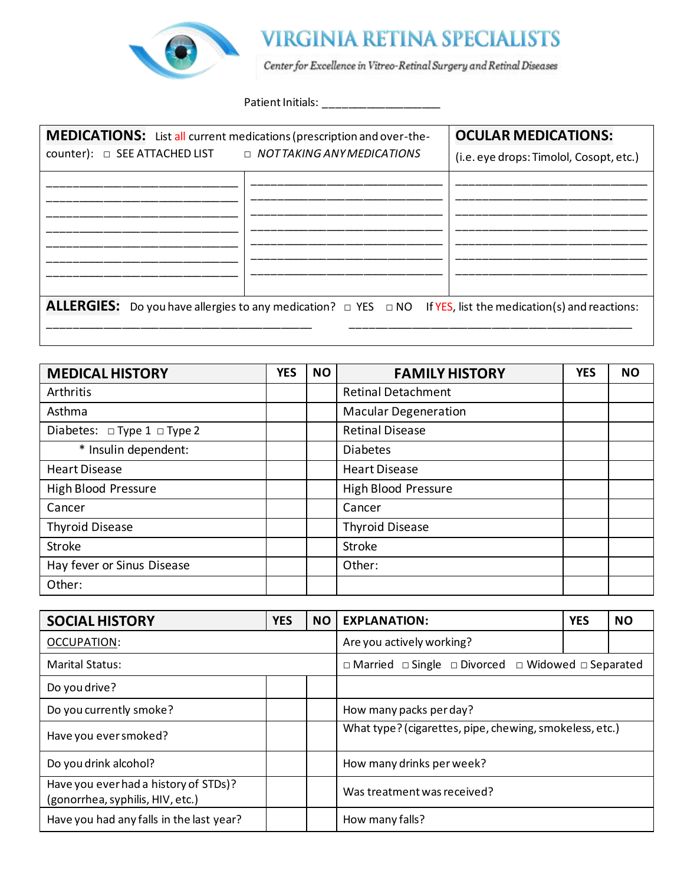# VIRGINIA RETINA SPECIALISTS

*Center for Excellence in Vitreo-Retinal Surgery and Retinal Diseases*

Patient Initials: ___________________

| **MEDICATIONS:** List all current medications (prescription and over-the-counter): ☐ SEE ATTACHED LIST ☐ *NOT TAKING ANY MEDICATIONS* | | **OCULAR MEDICATIONS:** (i.e. eye drops: Timolol, Cosopt, etc.) |
|---|---|---|
| ______________________________ | ______________________________ | ______________________________ |
| ______________________________ | ______________________________ | ______________________________ |
| ______________________________ | ______________________________ | ______________________________ |
| ______________________________ | ______________________________ | ______________________________ |
| ______________________________ | ______________________________ | ______________________________ |
| ______________________________ | ______________________________ | ______________________________ |
| ______________________________ | ______________________________ | ______________________________ |

**ALLERGIES:** Do you have allergies to any medication? ☐ YES ☐ NO If YES, list the medication(s) and reactions:

__________________________________________ __________________________________________

| MEDICAL HISTORY | YES | NO | FAMILY HISTORY | YES | NO |
|---|---|---|---|---|---|
| Arthritis | | | Retinal Detachment | | |
| Asthma | | | Macular Degeneration | | |
| Diabetes: ☐ Type 1 ☐ Type 2 | | | Retinal Disease | | |
| * Insulin dependent: | | | Diabetes | | |
| Heart Disease | | | Heart Disease | | |
| High Blood Pressure | | | High Blood Pressure | | |
| Cancer | | | Cancer | | |
| Thyroid Disease | | | Thyroid Disease | | |
| Stroke | | | Stroke | | |
| Hay fever or Sinus Disease | | | Other: | | |
| Other: | | | | | |

| SOCIAL HISTORY | YES | NO | EXPLANATION: | YES | NO |
|---|---|---|---|---|---|
| OCCUPATION: | | | Are you actively working? | | |
| Marital Status: | | | ☐ Married ☐ Single ☐ Divorced ☐ Widowed ☐ Separated | | |
| Do you drive? | | | | | |
| Do you currently smoke? | | | How many packs per day? | | |
| Have you ever smoked? | | | What type? (cigarettes, pipe, chewing, smokeless, etc.) | | |
| Do you drink alcohol? | | | How many drinks per week? | | |
| Have you ever had a history of STDs)? (gonorrhea, syphilis, HIV, etc.) | | | Was treatment was received? | | |
| Have you had any falls in the last year? | | | How many falls? | | |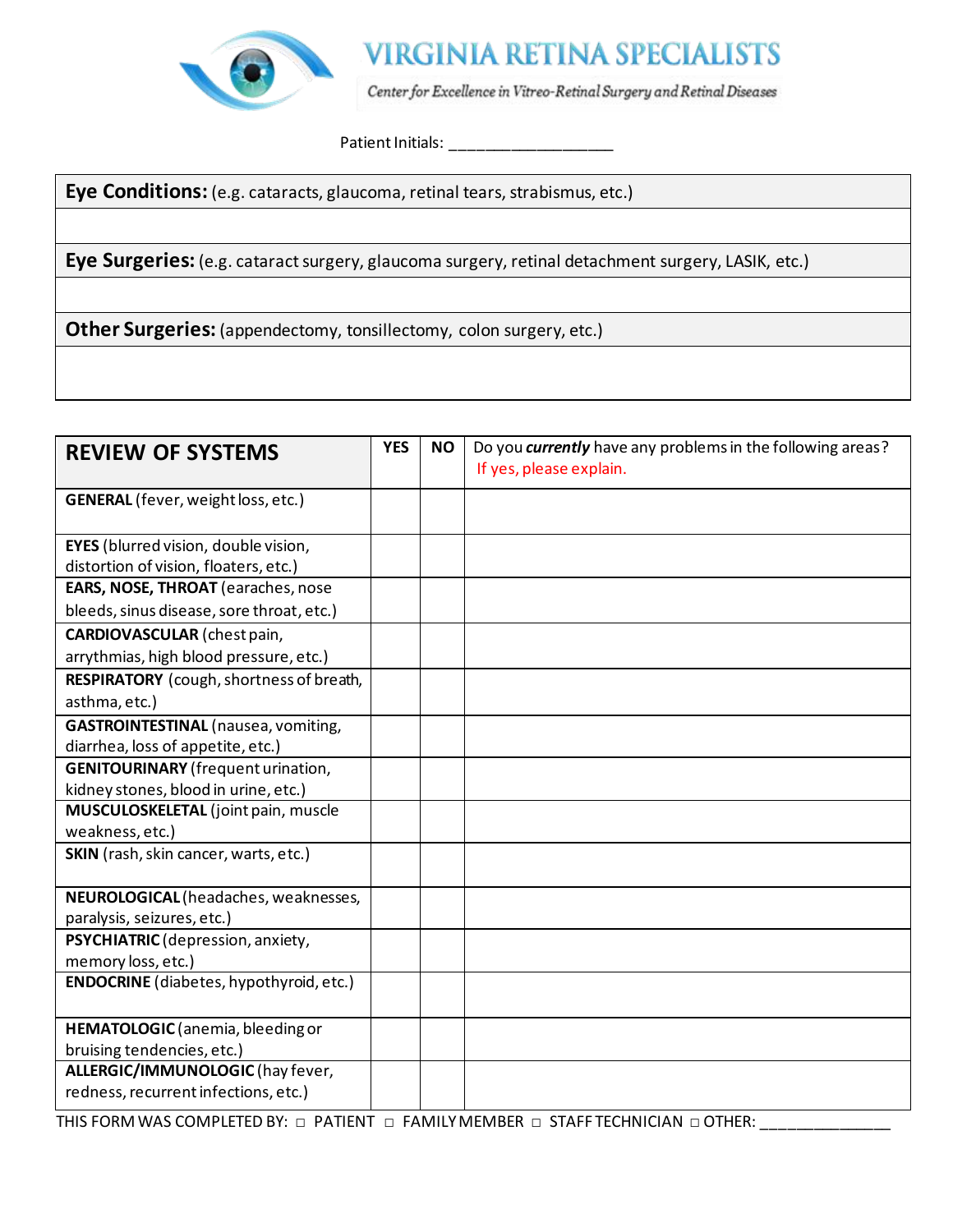# VIRGINIA RETINA SPECIALISTS

*Center for Excellence in Vitreo-Retinal Surgery and Retinal Diseases*

Patient Initials: ___________________

| **Eye Conditions:** (e.g. cataracts, glaucoma, retinal tears, strabismus, etc.) |
|---|
| |
| **Eye Surgeries:** (e.g. cataract surgery, glaucoma surgery, retinal detachment surgery, LASIK, etc.) |
| |
| **Other Surgeries:** (appendectomy, tonsillectomy, colon surgery, etc.) |
| |

| REVIEW OF SYSTEMS | YES | NO | Do you ***currently*** have any problems in the following areas? If yes, please explain. |
|---|---|---|---|
| **GENERAL** (fever, weight loss, etc.) | | | |
| **EYES** (blurred vision, double vision, distortion of vision, floaters, etc.) | | | |
| **EARS, NOSE, THROAT** (earaches, nose bleeds, sinus disease, sore throat, etc.) | | | |
| **CARDIOVASCULAR** (chest pain, arrythmias, high blood pressure, etc.) | | | |
| **RESPIRATORY** (cough, shortness of breath, asthma, etc.) | | | |
| **GASTROINTESTINAL** (nausea, vomiting, diarrhea, loss of appetite, etc.) | | | |
| **GENITOURINARY** (frequent urination, kidney stones, blood in urine, etc.) | | | |
| **MUSCULOSKELETAL** (joint pain, muscle weakness, etc.) | | | |
| **SKIN** (rash, skin cancer, warts, etc.) | | | |
| **NEUROLOGICAL** (headaches, weaknesses, paralysis, seizures, etc.) | | | |
| **PSYCHIATRIC** (depression, anxiety, memory loss, etc.) | | | |
| **ENDOCRINE** (diabetes, hypothyroid, etc.) | | | |
| **HEMATOLOGIC** (anemia, bleeding or bruising tendencies, etc.) | | | |
| **ALLERGIC/IMMUNOLOGIC** (hay fever, redness, recurrent infections, etc.) | | | |

THIS FORM WAS COMPLETED BY: □ PATIENT □ FAMILY MEMBER □ STAFF TECHNICIAN □ OTHER: _______________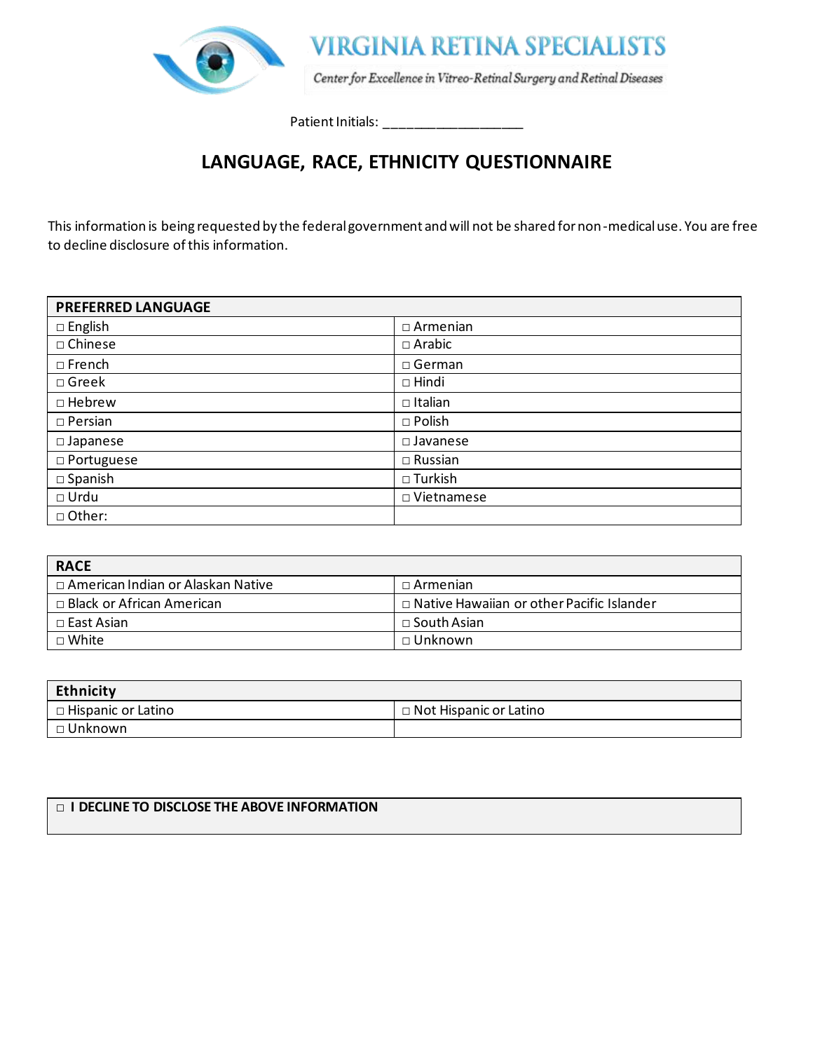**VIRGINIA RETINA SPECIALISTS**

*Center for Excellence in Vitreo-Retinal Surgery and Retinal Diseases*

Patient Initials: ___________________

# LANGUAGE, RACE, ETHNICITY QUESTIONNAIRE

This information is being requested by the federal government and will not be shared for non-medical use. You are free to decline disclosure of this information.

| PREFERRED LANGUAGE | |
|---|---|
| □ English | □ Armenian |
| □ Chinese | □ Arabic |
| □ French | □ German |
| □ Greek | □ Hindi |
| □ Hebrew | □ Italian |
| □ Persian | □ Polish |
| □ Japanese | □ Javanese |
| □ Portuguese | □ Russian |
| □ Spanish | □ Turkish |
| □ Urdu | □ Vietnamese |
| □ Other: | |

| RACE | |
|---|---|
| □ American Indian or Alaskan Native | □ Armenian |
| □ Black or African American | □ Native Hawaiian or other Pacific Islander |
| □ East Asian | □ South Asian |
| □ White | □ Unknown |

| Ethnicity | |
|---|---|
| □ Hispanic or Latino | □ Not Hispanic or Latino |
| □ Unknown | |

| □ I DECLINE TO DISCLOSE THE ABOVE INFORMATION |
|---|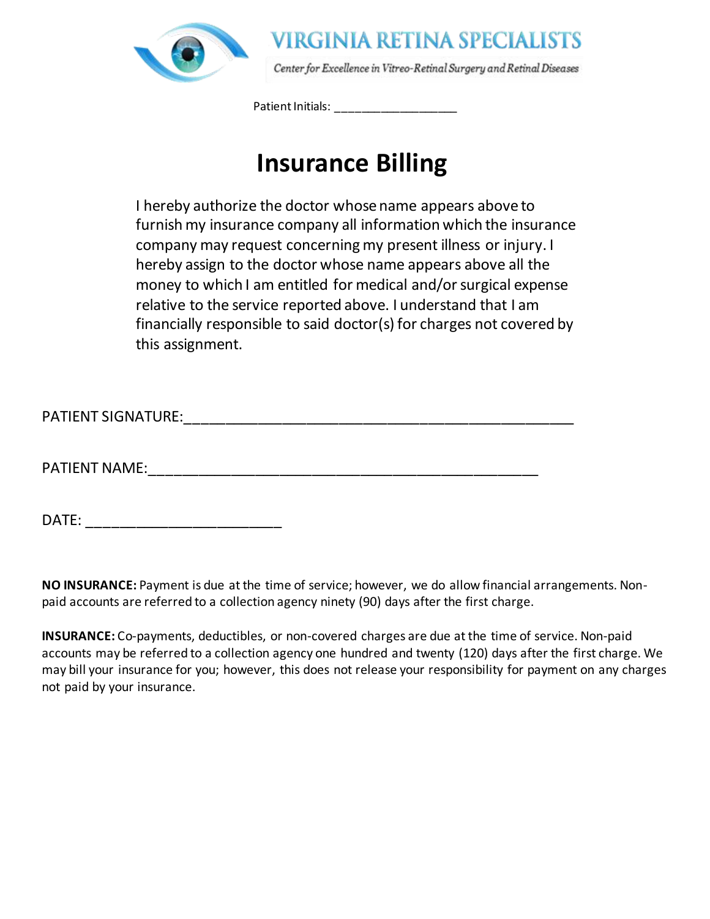VIRGINIA RETINA SPECIALISTS

*Center for Excellence in Vitreo-Retinal Surgery and Retinal Diseases*

Patient Initials: ___________________

# Insurance Billing

I hereby authorize the doctor whose name appears above to furnish my insurance company all information which the insurance company may request concerning my present illness or injury. I hereby assign to the doctor whose name appears above all the money to which I am entitled for medical and/or surgical expense relative to the service reported above. I understand that I am financially responsible to said doctor(s) for charges not covered by this assignment.

PATIENT SIGNATURE:_______________________________________________

PATIENT NAME:_______________________________________________

DATE: ________________________

**NO INSURANCE:** Payment is due at the time of service; however, we do allow financial arrangements. Non-paid accounts are referred to a collection agency ninety (90) days after the first charge.

**INSURANCE:** Co-payments, deductibles, or non-covered charges are due at the time of service. Non-paid accounts may be referred to a collection agency one hundred and twenty (120) days after the first charge. We may bill your insurance for you; however, this does not release your responsibility for payment on any charges not paid by your insurance.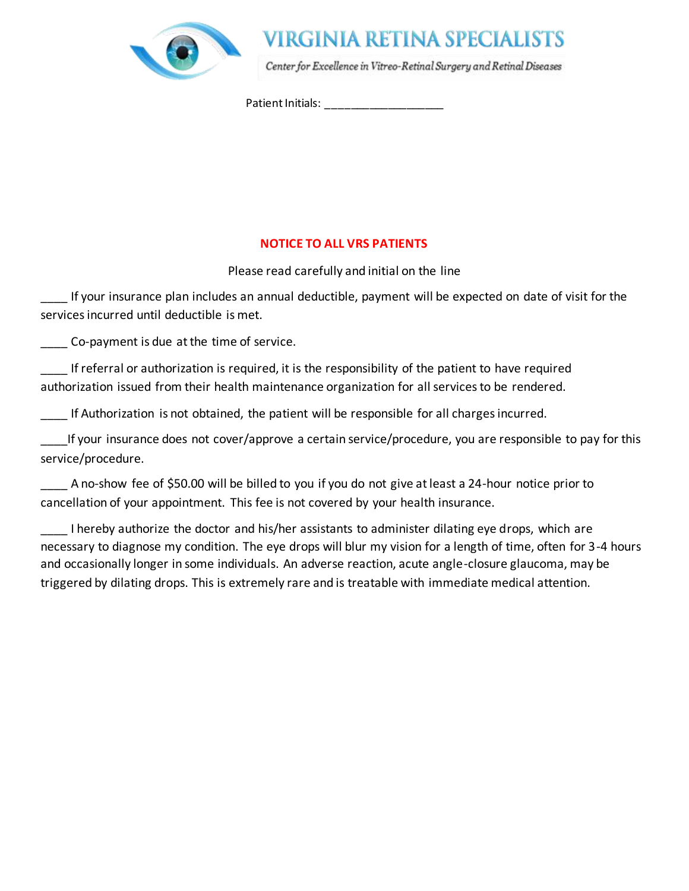**VIRGINIA RETINA SPECIALISTS**

*Center for Excellence in Vitreo-Retinal Surgery and Retinal Diseases*

Patient Initials: ___________________

## NOTICE TO ALL VRS PATIENTS

Please read carefully and initial on the line

____ If your insurance plan includes an annual deductible, payment will be expected on date of visit for the services incurred until deductible is met.

____ Co-payment is due at the time of service.

____ If referral or authorization is required, it is the responsibility of the patient to have required authorization issued from their health maintenance organization for all services to be rendered.

____ If Authorization is not obtained, the patient will be responsible for all charges incurred.

____If your insurance does not cover/approve a certain service/procedure, you are responsible to pay for this service/procedure.

____ A no-show fee of $50.00 will be billed to you if you do not give at least a 24-hour notice prior to cancellation of your appointment. This fee is not covered by your health insurance.

____ I hereby authorize the doctor and his/her assistants to administer dilating eye drops, which are necessary to diagnose my condition. The eye drops will blur my vision for a length of time, often for 3-4 hours and occasionally longer in some individuals. An adverse reaction, acute angle-closure glaucoma, may be triggered by dilating drops. This is extremely rare and is treatable with immediate medical attention.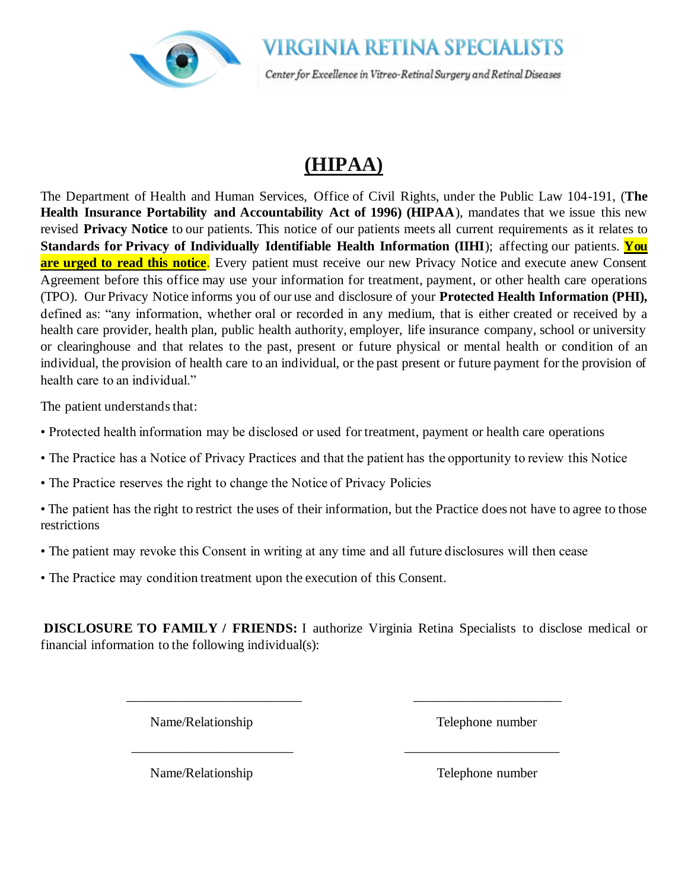VIRGINIA RETINA SPECIALISTS

*Center for Excellence in Vitreo-Retinal Surgery and Retinal Diseases*

# (HIPAA)

The Department of Health and Human Services, Office of Civil Rights, under the Public Law 104-191, (**The Health Insurance Portability and Accountability Act of 1996) (HIPAA**), mandates that we issue this new revised **Privacy Notice** to our patients. This notice of our patients meets all current requirements as it relates to **Standards for Privacy of Individually Identifiable Health Information (IIHI**); affecting our patients. **You are urged to read this notice**. Every patient must receive our new Privacy Notice and execute anew Consent Agreement before this office may use your information for treatment, payment, or other health care operations (TPO). Our Privacy Notice informs you of our use and disclosure of your **Protected Health Information (PHI),** defined as: "any information, whether oral or recorded in any medium, that is either created or received by a health care provider, health plan, public health authority, employer, life insurance company, school or university or clearinghouse and that relates to the past, present or future physical or mental health or condition of an individual, the provision of health care to an individual, or the past present or future payment for the provision of health care to an individual."

The patient understands that:

- Protected health information may be disclosed or used for treatment, payment or health care operations
- The Practice has a Notice of Privacy Practices and that the patient has the opportunity to review this Notice
- The Practice reserves the right to change the Notice of Privacy Policies
- The patient has the right to restrict the uses of their information, but the Practice does not have to agree to those restrictions
- The patient may revoke this Consent in writing at any time and all future disclosures will then cease
- The Practice may condition treatment upon the execution of this Consent.

**DISCLOSURE TO FAMILY / FRIENDS:** I authorize Virginia Retina Specialists to disclose medical or financial information to the following individual(s):

\_\_\_\_\_\_\_\_\_\_\_\_\_\_\_\_\_\_\_\_\_\_\_\_\_\_ \_\_\_\_\_\_\_\_\_\_\_\_\_\_\_\_\_\_\_\_\_\_

Name/Relationship Telephone number

\_\_\_\_\_\_\_\_\_\_\_\_\_\_\_\_\_\_\_\_\_\_\_\_ \_\_\_\_\_\_\_\_\_\_\_\_\_\_\_\_\_\_\_\_\_\_\_

Name/Relationship Telephone number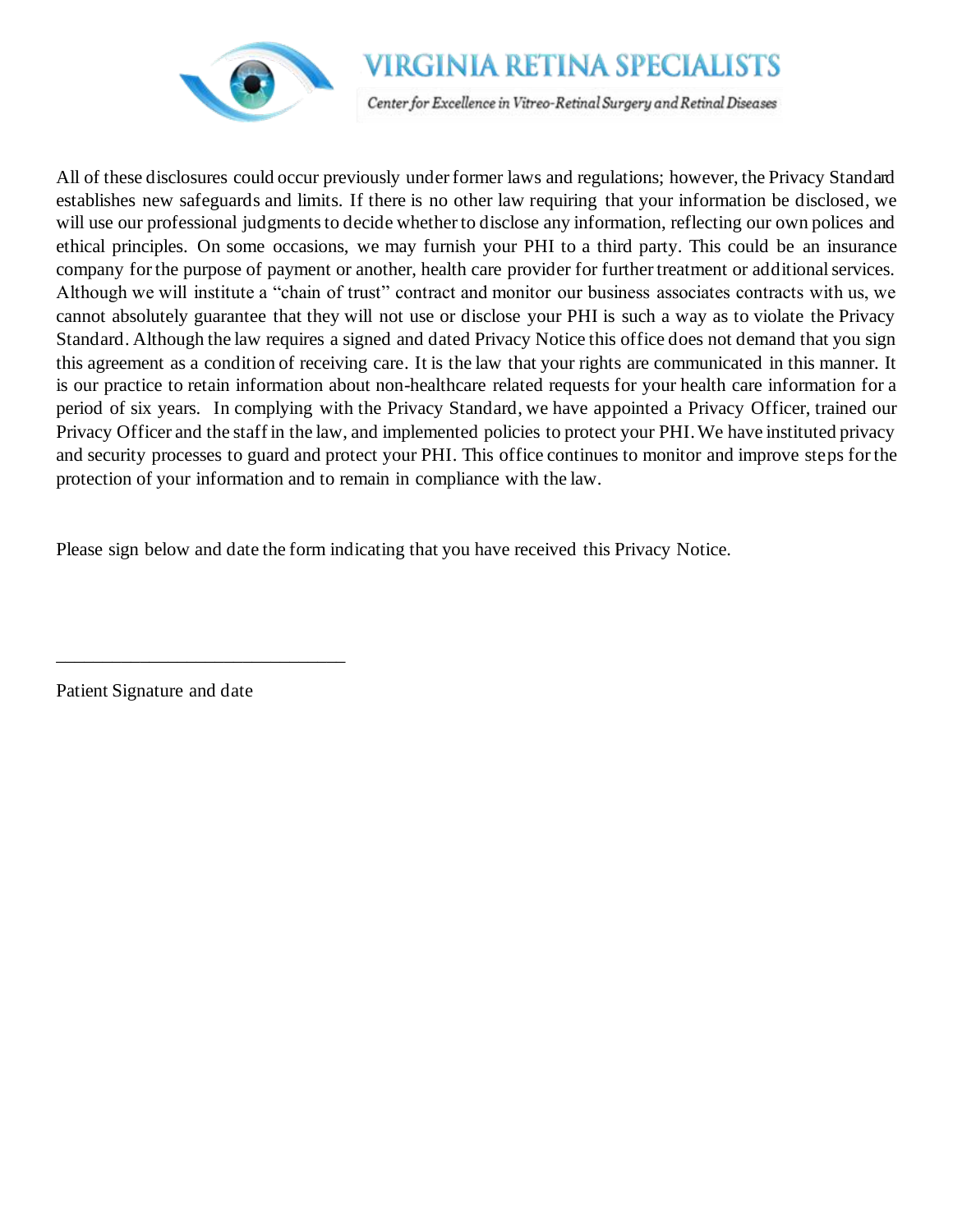All of these disclosures could occur previously under former laws and regulations; however, the Privacy Standard establishes new safeguards and limits. If there is no other law requiring that your information be disclosed, we will use our professional judgments to decide whether to disclose any information, reflecting our own polices and ethical principles. On some occasions, we may furnish your PHI to a third party. This could be an insurance company for the purpose of payment or another, health care provider for further treatment or additional services. Although we will institute a "chain of trust" contract and monitor our business associates contracts with us, we cannot absolutely guarantee that they will not use or disclose your PHI is such a way as to violate the Privacy Standard. Although the law requires a signed and dated Privacy Notice this office does not demand that you sign this agreement as a condition of receiving care. It is the law that your rights are communicated in this manner. It is our practice to retain information about non-healthcare related requests for your health care information for a period of six years. In complying with the Privacy Standard, we have appointed a Privacy Officer, trained our Privacy Officer and the staff in the law, and implemented policies to protect your PHI. We have instituted privacy and security processes to guard and protect your PHI. This office continues to monitor and improve steps for the protection of your information and to remain in compliance with the law.

Please sign below and date the form indicating that you have received this Privacy Notice.

\_\_\_\_\_\_\_\_\_\_\_\_\_\_\_\_\_\_\_\_\_\_\_\_\_\_\_\_\_\_\_\_

Patient Signature and date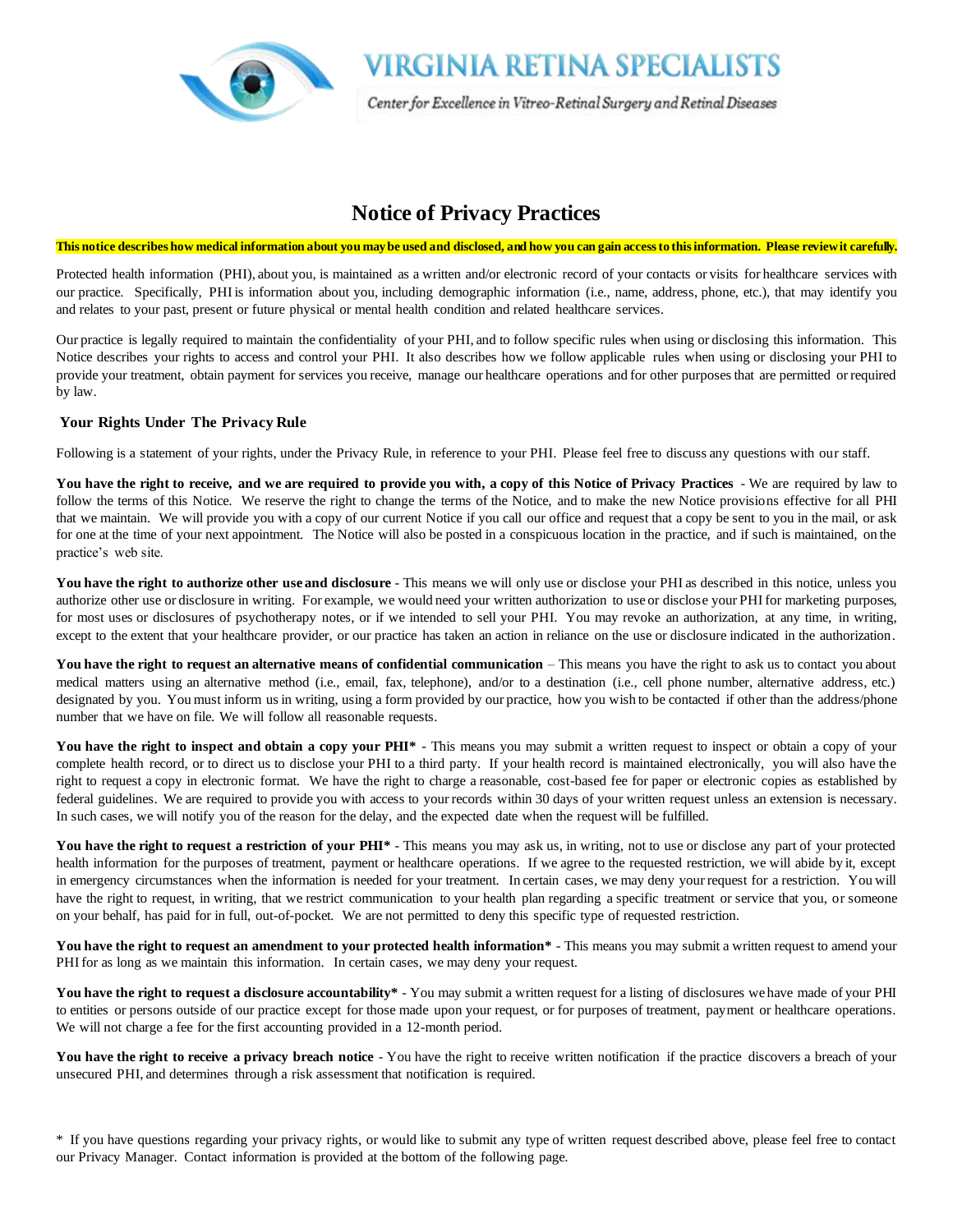**VIRGINIA RETINA SPECIALISTS**

*Center for Excellence in Vitreo-Retinal Surgery and Retinal Diseases*

# Notice of Privacy Practices

**This notice describes how medical information about you may be used and disclosed, and how you can gain access to this information. Please review it carefully.**

Protected health information (PHI), about you, is maintained as a written and/or electronic record of your contacts or visits for healthcare services with our practice. Specifically, PHI is information about you, including demographic information (i.e., name, address, phone, etc.), that may identify you and relates to your past, present or future physical or mental health condition and related healthcare services.

Our practice is legally required to maintain the confidentiality of your PHI, and to follow specific rules when using or disclosing this information. This Notice describes your rights to access and control your PHI. It also describes how we follow applicable rules when using or disclosing your PHI to provide your treatment, obtain payment for services you receive, manage our healthcare operations and for other purposes that are permitted or required by law.

## Your Rights Under The Privacy Rule

Following is a statement of your rights, under the Privacy Rule, in reference to your PHI. Please feel free to discuss any questions with our staff.

**You have the right to receive, and we are required to provide you with, a copy of this Notice of Privacy Practices** - We are required by law to follow the terms of this Notice. We reserve the right to change the terms of the Notice, and to make the new Notice provisions effective for all PHI that we maintain. We will provide you with a copy of our current Notice if you call our office and request that a copy be sent to you in the mail, or ask for one at the time of your next appointment. The Notice will also be posted in a conspicuous location in the practice, and if such is maintained, on the practice's web site.

**You have the right to authorize other use and disclosure** - This means we will only use or disclose your PHI as described in this notice, unless you authorize other use or disclosure in writing. For example, we would need your written authorization to use or disclose your PHI for marketing purposes, for most uses or disclosures of psychotherapy notes, or if we intended to sell your PHI. You may revoke an authorization, at any time, in writing, except to the extent that your healthcare provider, or our practice has taken an action in reliance on the use or disclosure indicated in the authorization.

**You have the right to request an alternative means of confidential communication** – This means you have the right to ask us to contact you about medical matters using an alternative method (i.e., email, fax, telephone), and/or to a destination (i.e., cell phone number, alternative address, etc.) designated by you. You must inform us in writing, using a form provided by our practice, how you wish to be contacted if other than the address/phone number that we have on file. We will follow all reasonable requests.

**You have the right to inspect and obtain a copy your PHI*** - This means you may submit a written request to inspect or obtain a copy of your complete health record, or to direct us to disclose your PHI to a third party. If your health record is maintained electronically, you will also have the right to request a copy in electronic format. We have the right to charge a reasonable, cost-based fee for paper or electronic copies as established by federal guidelines. We are required to provide you with access to your records within 30 days of your written request unless an extension is necessary. In such cases, we will notify you of the reason for the delay, and the expected date when the request will be fulfilled.

**You have the right to request a restriction of your PHI*** - This means you may ask us, in writing, not to use or disclose any part of your protected health information for the purposes of treatment, payment or healthcare operations. If we agree to the requested restriction, we will abide by it, except in emergency circumstances when the information is needed for your treatment. In certain cases, we may deny your request for a restriction. You will have the right to request, in writing, that we restrict communication to your health plan regarding a specific treatment or service that you, or someone on your behalf, has paid for in full, out-of-pocket. We are not permitted to deny this specific type of requested restriction.

**You have the right to request an amendment to your protected health information*** - This means you may submit a written request to amend your PHI for as long as we maintain this information. In certain cases, we may deny your request.

**You have the right to request a disclosure accountability*** - You may submit a written request for a listing of disclosures we have made of your PHI to entities or persons outside of our practice except for those made upon your request, or for purposes of treatment, payment or healthcare operations. We will not charge a fee for the first accounting provided in a 12-month period.

**You have the right to receive a privacy breach notice** - You have the right to receive written notification if the practice discovers a breach of your unsecured PHI, and determines through a risk assessment that notification is required.

* If you have questions regarding your privacy rights, or would like to submit any type of written request described above, please feel free to contact our Privacy Manager. Contact information is provided at the bottom of the following page.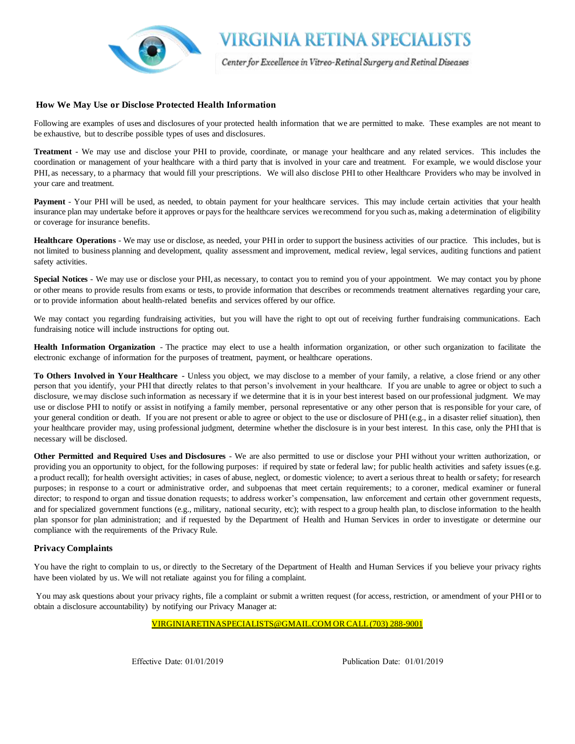# VIRGINIA RETINA SPECIALISTS

*Center for Excellence in Vitreo-Retinal Surgery and Retinal Diseases*

## How We May Use or Disclose Protected Health Information

Following are examples of uses and disclosures of your protected health information that we are permitted to make. These examples are not meant to be exhaustive, but to describe possible types of uses and disclosures.

**Treatment** - We may use and disclose your PHI to provide, coordinate, or manage your healthcare and any related services. This includes the coordination or management of your healthcare with a third party that is involved in your care and treatment. For example, we would disclose your PHI, as necessary, to a pharmacy that would fill your prescriptions. We will also disclose PHI to other Healthcare Providers who may be involved in your care and treatment.

**Payment** - Your PHI will be used, as needed, to obtain payment for your healthcare services. This may include certain activities that your health insurance plan may undertake before it approves or pays for the healthcare services we recommend for you such as, making a determination of eligibility or coverage for insurance benefits.

**Healthcare Operations** - We may use or disclose, as needed, your PHI in order to support the business activities of our practice. This includes, but is not limited to business planning and development, quality assessment and improvement, medical review, legal services, auditing functions and patient safety activities.

**Special Notices** - We may use or disclose your PHI, as necessary, to contact you to remind you of your appointment. We may contact you by phone or other means to provide results from exams or tests, to provide information that describes or recommends treatment alternatives regarding your care, or to provide information about health-related benefits and services offered by our office.

We may contact you regarding fundraising activities, but you will have the right to opt out of receiving further fundraising communications. Each fundraising notice will include instructions for opting out.

**Health Information Organization** - The practice may elect to use a health information organization, or other such organization to facilitate the electronic exchange of information for the purposes of treatment, payment, or healthcare operations.

**To Others Involved in Your Healthcare** - Unless you object, we may disclose to a member of your family, a relative, a close friend or any other person that you identify, your PHI that directly relates to that person's involvement in your healthcare. If you are unable to agree or object to such a disclosure, we may disclose such information as necessary if we determine that it is in your best interest based on our professional judgment. We may use or disclose PHI to notify or assist in notifying a family member, personal representative or any other person that is responsible for your care, of your general condition or death. If you are not present or able to agree or object to the use or disclosure of PHI (e.g., in a disaster relief situation), then your healthcare provider may, using professional judgment, determine whether the disclosure is in your best interest. In this case, only the PHI that is necessary will be disclosed.

**Other Permitted and Required Uses and Disclosures** - We are also permitted to use or disclose your PHI without your written authorization, or providing you an opportunity to object, for the following purposes: if required by state or federal law; for public health activities and safety issues (e.g. a product recall); for health oversight activities; in cases of abuse, neglect, or domestic violence; to avert a serious threat to health or safety; for research purposes; in response to a court or administrative order, and subpoenas that meet certain requirements; to a coroner, medical examiner or funeral director; to respond to organ and tissue donation requests; to address worker's compensation, law enforcement and certain other government requests, and for specialized government functions (e.g., military, national security, etc); with respect to a group health plan, to disclose information to the health plan sponsor for plan administration; and if requested by the Department of Health and Human Services in order to investigate or determine our compliance with the requirements of the Privacy Rule.

## Privacy Complaints

You have the right to complain to us, or directly to the Secretary of the Department of Health and Human Services if you believe your privacy rights have been violated by us. We will not retaliate against you for filing a complaint.

You may ask questions about your privacy rights, file a complaint or submit a written request (for access, restriction, or amendment of your PHI or to obtain a disclosure accountability) by notifying our Privacy Manager at:

VIRGINIARETINASPECIALISTS@GMAIL.COM OR CALL (703) 288-9001

Effective Date: 01/01/2019    Publication Date: 01/01/2019